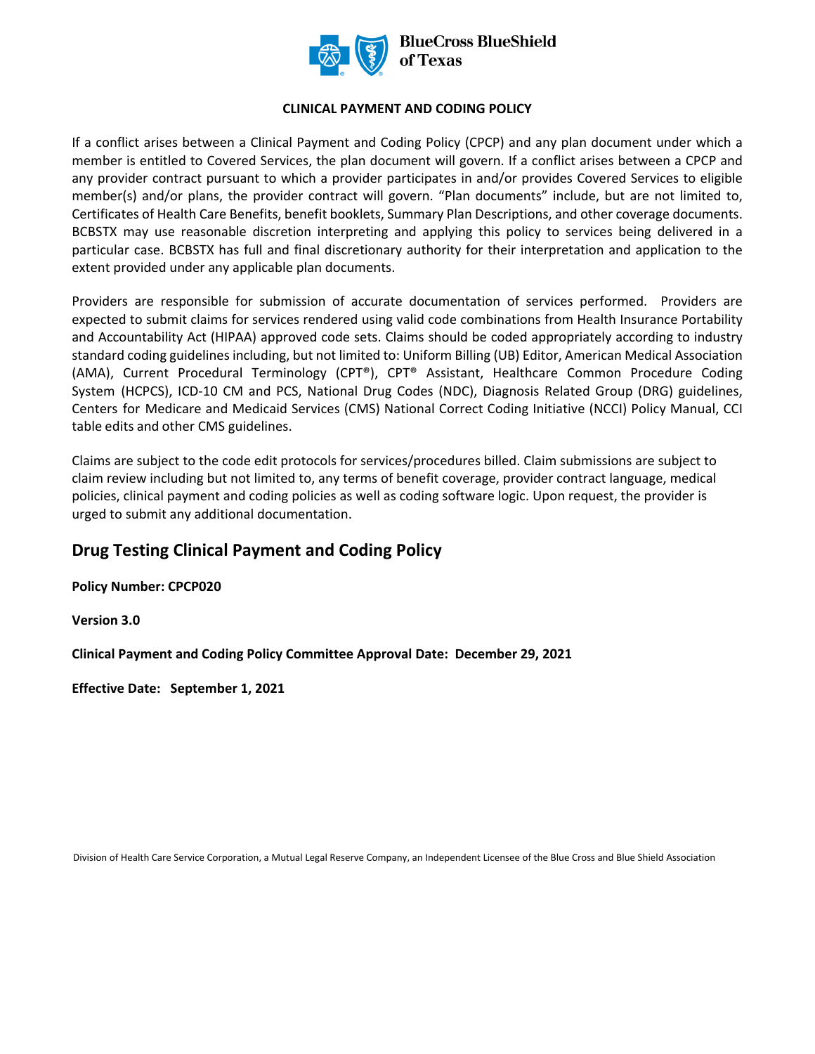BlueCross BlueShield of Texas

**CLINICAL PAYMENT AND CODING POLICY**

If a conflict arises between a Clinical Payment and Coding Policy (CPCP) and any plan document under which a member is entitled to Covered Services, the plan document will govern. If a conflict arises between a CPCP and any provider contract pursuant to which a provider participates in and/or provides Covered Services to eligible member(s) and/or plans, the provider contract will govern. "Plan documents" include, but are not limited to, Certificates of Health Care Benefits, benefit booklets, Summary Plan Descriptions, and other coverage documents. BCBSTX may use reasonable discretion interpreting and applying this policy to services being delivered in a particular case. BCBSTX has full and final discretionary authority for their interpretation and application to the extent provided under any applicable plan documents.

Providers are responsible for submission of accurate documentation of services performed. Providers are expected to submit claims for services rendered using valid code combinations from Health Insurance Portability and Accountability Act (HIPAA) approved code sets. Claims should be coded appropriately according to industry standard coding guidelines including, but not limited to: Uniform Billing (UB) Editor, American Medical Association (AMA), Current Procedural Terminology (CPT®), CPT® Assistant, Healthcare Common Procedure Coding System (HCPCS), ICD-10 CM and PCS, National Drug Codes (NDC), Diagnosis Related Group (DRG) guidelines, Centers for Medicare and Medicaid Services (CMS) National Correct Coding Initiative (NCCI) Policy Manual, CCI table edits and other CMS guidelines.

Claims are subject to the code edit protocols for services/procedures billed. Claim submissions are subject to claim review including but not limited to, any terms of benefit coverage, provider contract language, medical policies, clinical payment and coding policies as well as coding software logic. Upon request, the provider is urged to submit any additional documentation.

## Drug Testing Clinical Payment and Coding Policy

**Policy Number: CPCP020**

**Version 3.0**

**Clinical Payment and Coding Policy Committee Approval Date: December 29, 2021**

**Effective Date: September 1, 2021**

Division of Health Care Service Corporation, a Mutual Legal Reserve Company, an Independent Licensee of the Blue Cross and Blue Shield Association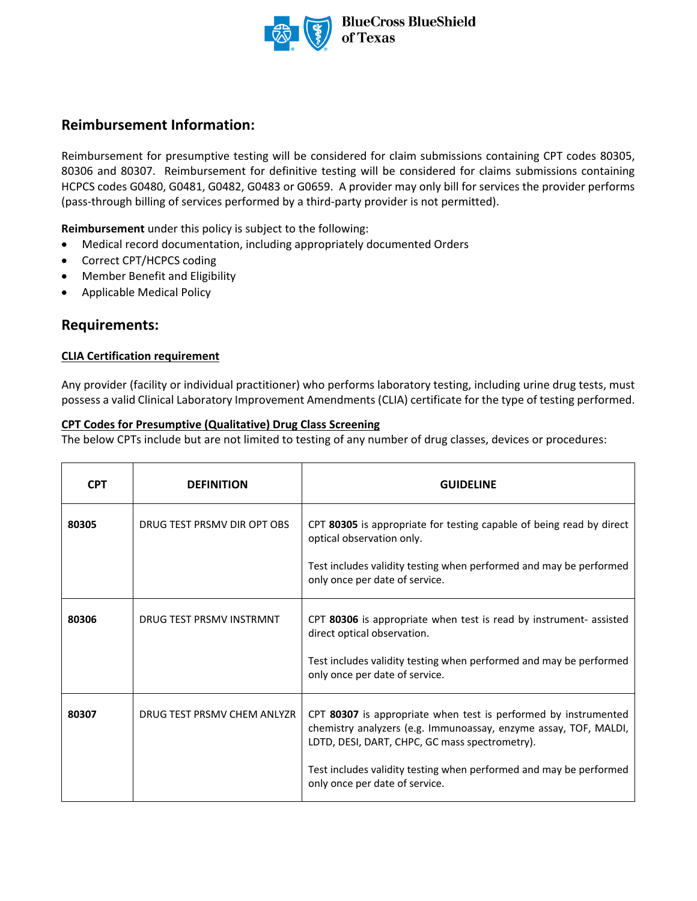## Reimbursement Information:

Reimbursement for presumptive testing will be considered for claim submissions containing CPT codes 80305, 80306 and 80307. Reimbursement for definitive testing will be considered for claims submissions containing HCPCS codes G0480, G0481, G0482, G0483 or G0659. A provider may only bill for services the provider performs (pass-through billing of services performed by a third-party provider is not permitted).

**Reimbursement** under this policy is subject to the following:

- Medical record documentation, including appropriately documented Orders
- Correct CPT/HCPCS coding
- Member Benefit and Eligibility
- Applicable Medical Policy

## Requirements:

**CLIA Certification requirement**

Any provider (facility or individual practitioner) who performs laboratory testing, including urine drug tests, must possess a valid Clinical Laboratory Improvement Amendments (CLIA) certificate for the type of testing performed.

**CPT Codes for Presumptive (Qualitative) Drug Class Screening**

The below CPTs include but are not limited to testing of any number of drug classes, devices or procedures:

| CPT | DEFINITION | GUIDELINE |
|---|---|---|
| **80305** | DRUG TEST PRSMV DIR OPT OBS | CPT **80305** is appropriate for testing capable of being read by direct optical observation only.<br><br>Test includes validity testing when performed and may be performed only once per date of service. |
| **80306** | DRUG TEST PRSMV INSTRMNT | CPT **80306** is appropriate when test is read by instrument- assisted direct optical observation.<br><br>Test includes validity testing when performed and may be performed only once per date of service. |
| **80307** | DRUG TEST PRSMV CHEM ANLYZR | CPT **80307** is appropriate when test is performed by instrumented chemistry analyzers (e.g. Immunoassay, enzyme assay, TOF, MALDI, LDTD, DESI, DART, CHPC, GC mass spectrometry).<br><br>Test includes validity testing when performed and may be performed only once per date of service. |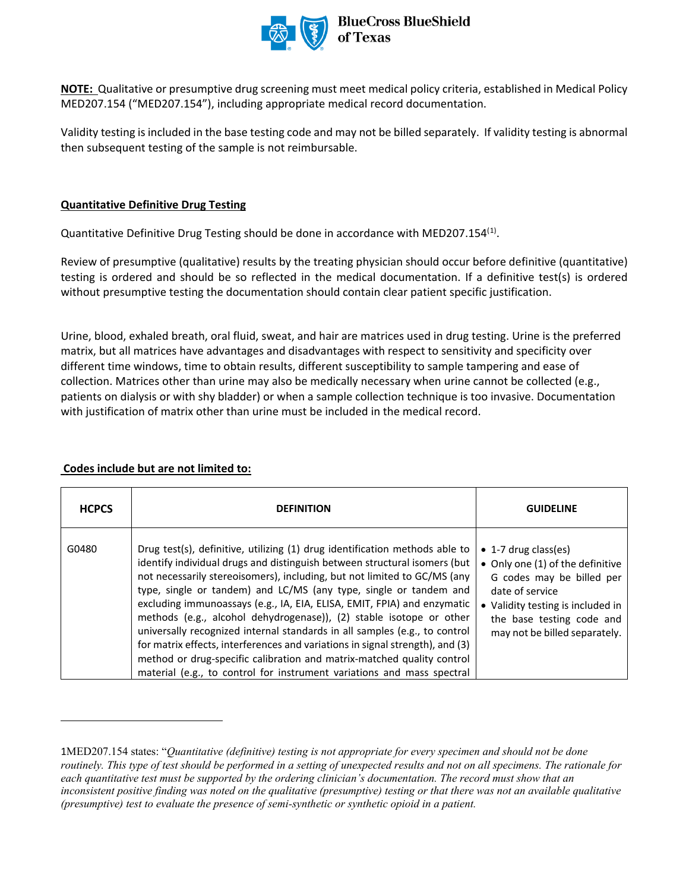**NOTE:** Qualitative or presumptive drug screening must meet medical policy criteria, established in Medical Policy MED207.154 ("MED207.154"), including appropriate medical record documentation.

Validity testing is included in the base testing code and may not be billed separately. If validity testing is abnormal then subsequent testing of the sample is not reimbursable.

**Quantitative Definitive Drug Testing**

Quantitative Definitive Drug Testing should be done in accordance with MED207.154[1].

Review of presumptive (qualitative) results by the treating physician should occur before definitive (quantitative) testing is ordered and should be so reflected in the medical documentation. If a definitive test(s) is ordered without presumptive testing the documentation should contain clear patient specific justification.

Urine, blood, exhaled breath, oral fluid, sweat, and hair are matrices used in drug testing. Urine is the preferred matrix, but all matrices have advantages and disadvantages with respect to sensitivity and specificity over different time windows, time to obtain results, different susceptibility to sample tampering and ease of collection. Matrices other than urine may also be medically necessary when urine cannot be collected (e.g., patients on dialysis or with shy bladder) or when a sample collection technique is too invasive. Documentation with justification of matrix other than urine must be included in the medical record.

**Codes include but are not limited to:**

| HCPCS | DEFINITION | GUIDELINE |
|---|---|---|
| G0480 | Drug test(s), definitive, utilizing (1) drug identification methods able to identify individual drugs and distinguish between structural isomers (but not necessarily stereoisomers), including, but not limited to GC/MS (any type, single or tandem) and LC/MS (any type, single or tandem and excluding immunoassays (e.g., IA, EIA, ELISA, EMIT, FPIA) and enzymatic methods (e.g., alcohol dehydrogenase)), (2) stable isotope or other universally recognized internal standards in all samples (e.g., to control for matrix effects, interferences and variations in signal strength), and (3) method or drug-specific calibration and matrix-matched quality control material (e.g., to control for instrument variations and mass spectral | • 1-7 drug class(es)<br>• Only one (1) of the definitive G codes may be billed per date of service<br>• Validity testing is included in the base testing code and may not be billed separately. |

1MED207.154 states: "*Quantitative (definitive) testing is not appropriate for every specimen and should not be done routinely. This type of test should be performed in a setting of unexpected results and not on all specimens. The rationale for each quantitative test must be supported by the ordering clinician's documentation. The record must show that an inconsistent positive finding was noted on the qualitative (presumptive) testing or that there was not an available qualitative (presumptive) test to evaluate the presence of semi-synthetic or synthetic opioid in a patient.*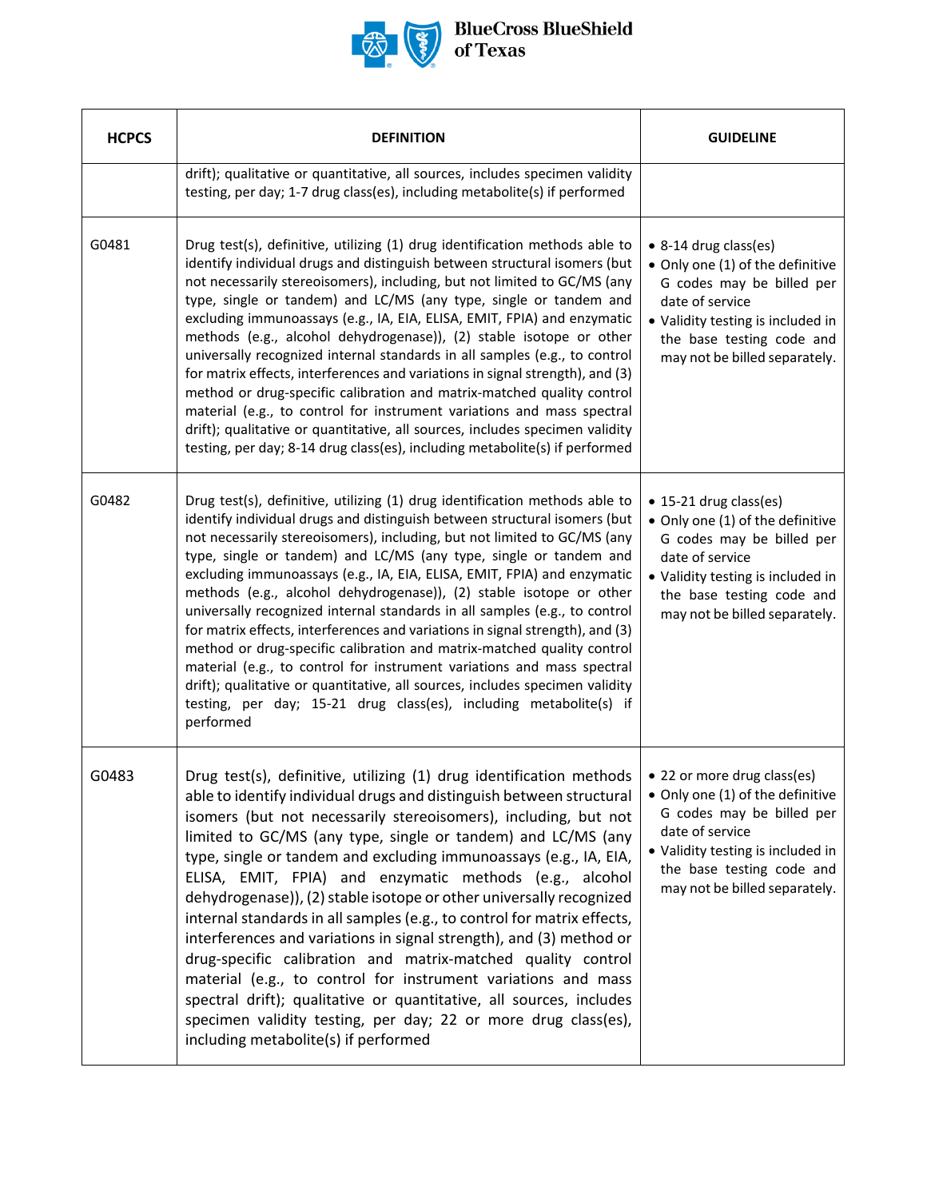| HCPCS | DEFINITION | GUIDELINE |
|---|---|---|
| | drift); qualitative or quantitative, all sources, includes specimen validity testing, per day; 1-7 drug class(es), including metabolite(s) if performed | |
| G0481 | Drug test(s), definitive, utilizing (1) drug identification methods able to identify individual drugs and distinguish between structural isomers (but not necessarily stereoisomers), including, but not limited to GC/MS (any type, single or tandem) and LC/MS (any type, single or tandem and excluding immunoassays (e.g., IA, EIA, ELISA, EMIT, FPIA) and enzymatic methods (e.g., alcohol dehydrogenase)), (2) stable isotope or other universally recognized internal standards in all samples (e.g., to control for matrix effects, interferences and variations in signal strength), and (3) method or drug-specific calibration and matrix-matched quality control material (e.g., to control for instrument variations and mass spectral drift); qualitative or quantitative, all sources, includes specimen validity testing, per day; 8-14 drug class(es), including metabolite(s) if performed | • 8-14 drug class(es)<br>• Only one (1) of the definitive G codes may be billed per date of service<br>• Validity testing is included in the base testing code and may not be billed separately. |
| G0482 | Drug test(s), definitive, utilizing (1) drug identification methods able to identify individual drugs and distinguish between structural isomers (but not necessarily stereoisomers), including, but not limited to GC/MS (any type, single or tandem) and LC/MS (any type, single or tandem and excluding immunoassays (e.g., IA, EIA, ELISA, EMIT, FPIA) and enzymatic methods (e.g., alcohol dehydrogenase)), (2) stable isotope or other universally recognized internal standards in all samples (e.g., to control for matrix effects, interferences and variations in signal strength), and (3) method or drug-specific calibration and matrix-matched quality control material (e.g., to control for instrument variations and mass spectral drift); qualitative or quantitative, all sources, includes specimen validity testing, per day; 15-21 drug class(es), including metabolite(s) if performed | • 15-21 drug class(es)<br>• Only one (1) of the definitive G codes may be billed per date of service<br>• Validity testing is included in the base testing code and may not be billed separately. |
| G0483 | Drug test(s), definitive, utilizing (1) drug identification methods able to identify individual drugs and distinguish between structural isomers (but not necessarily stereoisomers), including, but not limited to GC/MS (any type, single or tandem) and LC/MS (any type, single or tandem and excluding immunoassays (e.g., IA, EIA, ELISA, EMIT, FPIA) and enzymatic methods (e.g., alcohol dehydrogenase)), (2) stable isotope or other universally recognized internal standards in all samples (e.g., to control for matrix effects, interferences and variations in signal strength), and (3) method or drug-specific calibration and matrix-matched quality control material (e.g., to control for instrument variations and mass spectral drift); qualitative or quantitative, all sources, includes specimen validity testing, per day; 22 or more drug class(es), including metabolite(s) if performed | • 22 or more drug class(es)<br>• Only one (1) of the definitive G codes may be billed per date of service<br>• Validity testing is included in the base testing code and may not be billed separately. |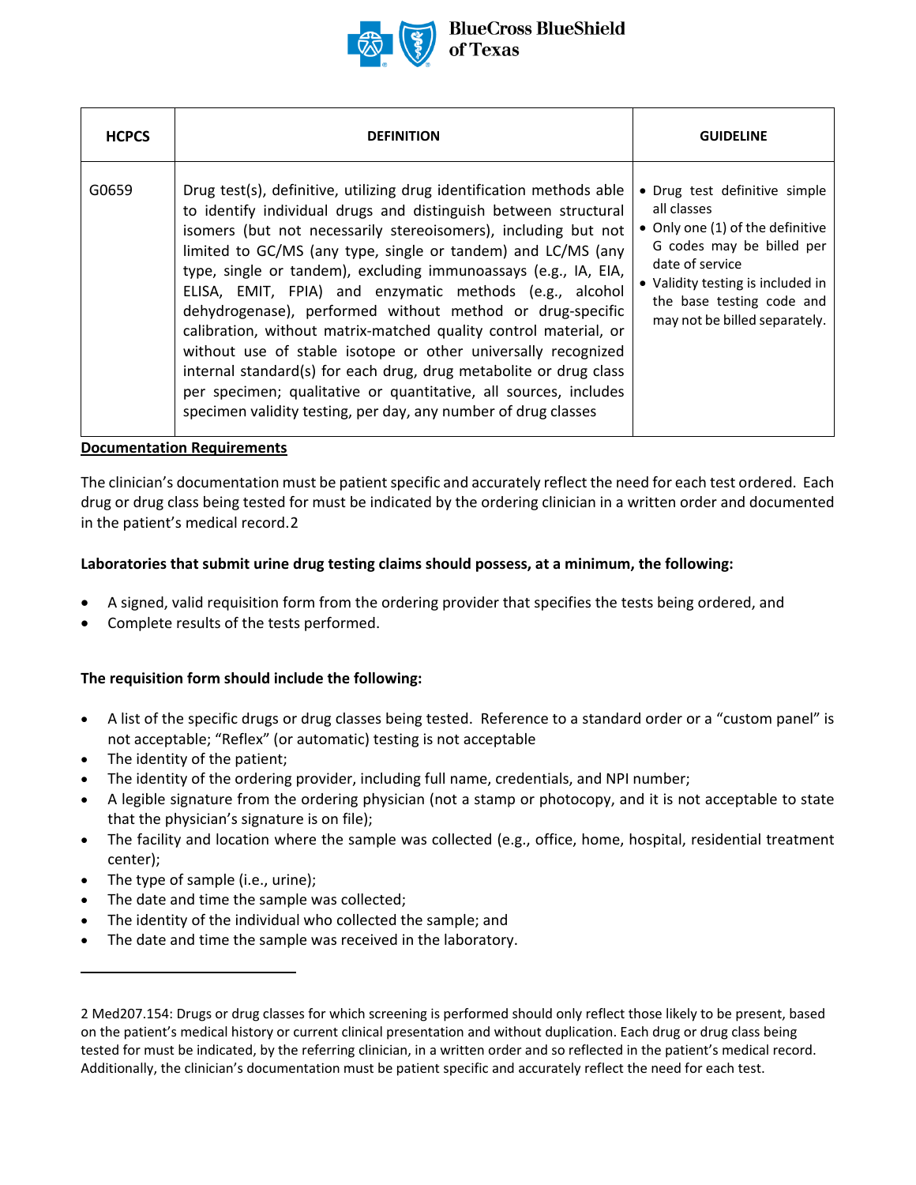| HCPCS | DEFINITION | GUIDELINE |
|---|---|---|
| G0659 | Drug test(s), definitive, utilizing drug identification methods able to identify individual drugs and distinguish between structural isomers (but not necessarily stereoisomers), including but not limited to GC/MS (any type, single or tandem) and LC/MS (any type, single or tandem), excluding immunoassays (e.g., IA, EIA, ELISA, EMIT, FPIA) and enzymatic methods (e.g., alcohol dehydrogenase), performed without method or drug-specific calibration, without matrix-matched quality control material, or without use of stable isotope or other universally recognized internal standard(s) for each drug, drug metabolite or drug class per specimen; qualitative or quantitative, all sources, includes specimen validity testing, per day, any number of drug classes | • Drug test definitive simple all classes<br>• Only one (1) of the definitive G codes may be billed per date of service<br>• Validity testing is included in the base testing code and may not be billed separately. |

**<u>Documentation Requirements</u>**

The clinician's documentation must be patient specific and accurately reflect the need for each test ordered. Each drug or drug class being tested for must be indicated by the ordering clinician in a written order and documented in the patient's medical record.[2]

**Laboratories that submit urine drug testing claims should possess, at a minimum, the following:**

- A signed, valid requisition form from the ordering provider that specifies the tests being ordered, and
- Complete results of the tests performed.

**The requisition form should include the following:**

- A list of the specific drugs or drug classes being tested. Reference to a standard order or a "custom panel" is not acceptable; "Reflex" (or automatic) testing is not acceptable
- The identity of the patient;
- The identity of the ordering provider, including full name, credentials, and NPI number;
- A legible signature from the ordering physician (not a stamp or photocopy, and it is not acceptable to state that the physician's signature is on file);
- The facility and location where the sample was collected (e.g., office, home, hospital, residential treatment center);
- The type of sample (i.e., urine);
- The date and time the sample was collected;
- The identity of the individual who collected the sample; and
- The date and time the sample was received in the laboratory.

---

2 Med207.154: Drugs or drug classes for which screening is performed should only reflect those likely to be present, based on the patient's medical history or current clinical presentation and without duplication. Each drug or drug class being tested for must be indicated, by the referring clinician, in a written order and so reflected in the patient's medical record. Additionally, the clinician's documentation must be patient specific and accurately reflect the need for each test.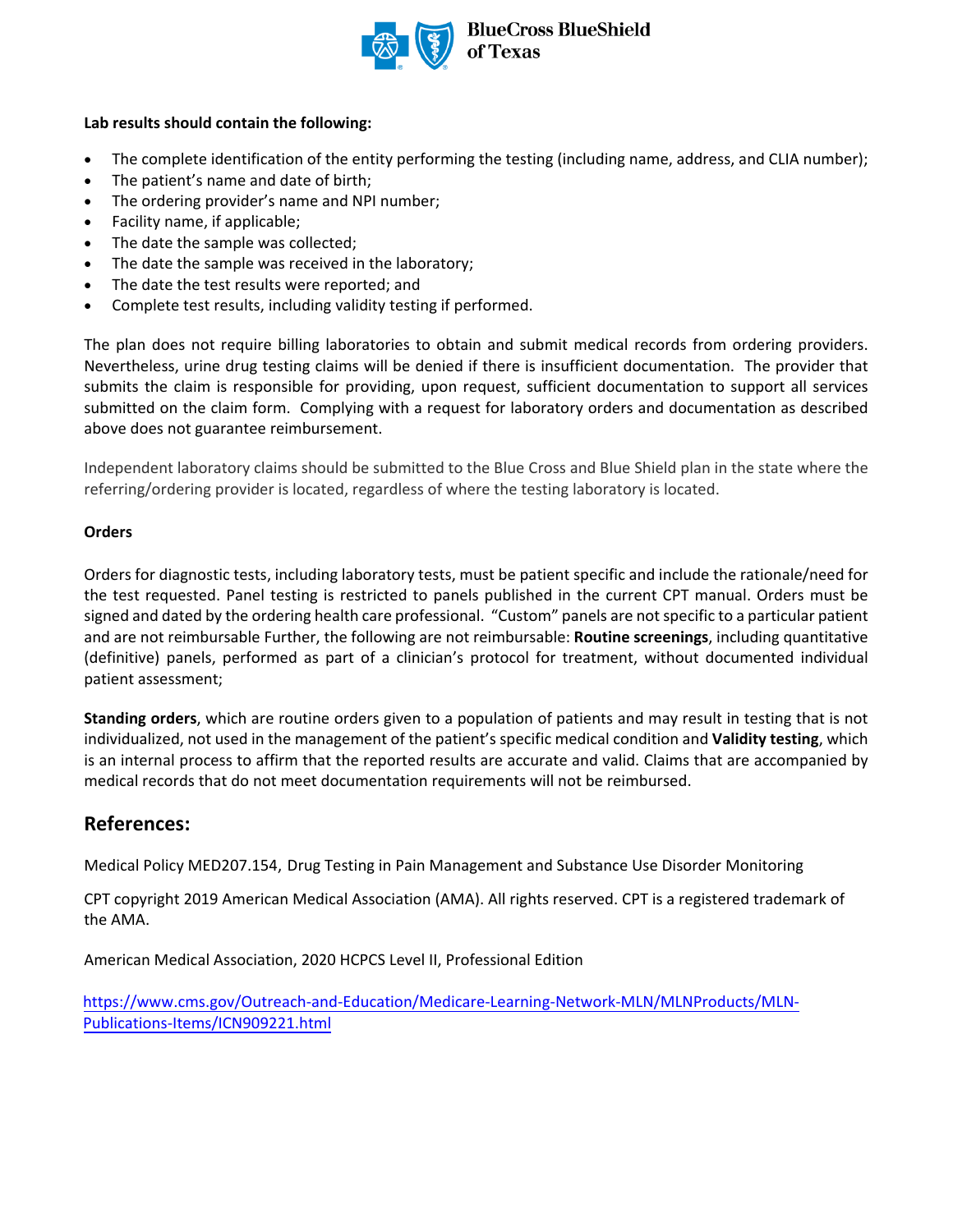**Lab results should contain the following:**

- The complete identification of the entity performing the testing (including name, address, and CLIA number);
- The patient's name and date of birth;
- The ordering provider's name and NPI number;
- Facility name, if applicable;
- The date the sample was collected;
- The date the sample was received in the laboratory;
- The date the test results were reported; and
- Complete test results, including validity testing if performed.

The plan does not require billing laboratories to obtain and submit medical records from ordering providers. Nevertheless, urine drug testing claims will be denied if there is insufficient documentation. The provider that submits the claim is responsible for providing, upon request, sufficient documentation to support all services submitted on the claim form. Complying with a request for laboratory orders and documentation as described above does not guarantee reimbursement.

Independent laboratory claims should be submitted to the Blue Cross and Blue Shield plan in the state where the referring/ordering provider is located, regardless of where the testing laboratory is located.

**Orders**

Orders for diagnostic tests, including laboratory tests, must be patient specific and include the rationale/need for the test requested. Panel testing is restricted to panels published in the current CPT manual. Orders must be signed and dated by the ordering health care professional. "Custom" panels are not specific to a particular patient and are not reimbursable Further, the following are not reimbursable: **Routine screenings**, including quantitative (definitive) panels, performed as part of a clinician's protocol for treatment, without documented individual patient assessment;

**Standing orders**, which are routine orders given to a population of patients and may result in testing that is not individualized, not used in the management of the patient's specific medical condition and **Validity testing**, which is an internal process to affirm that the reported results are accurate and valid. Claims that are accompanied by medical records that do not meet documentation requirements will not be reimbursed.

## References:

Medical Policy MED207.154, Drug Testing in Pain Management and Substance Use Disorder Monitoring

CPT copyright 2019 American Medical Association (AMA). All rights reserved. CPT is a registered trademark of the AMA.

American Medical Association, 2020 HCPCS Level II, Professional Edition

https://www.cms.gov/Outreach-and-Education/Medicare-Learning-Network-MLN/MLNProducts/MLN-Publications-Items/ICN909221.html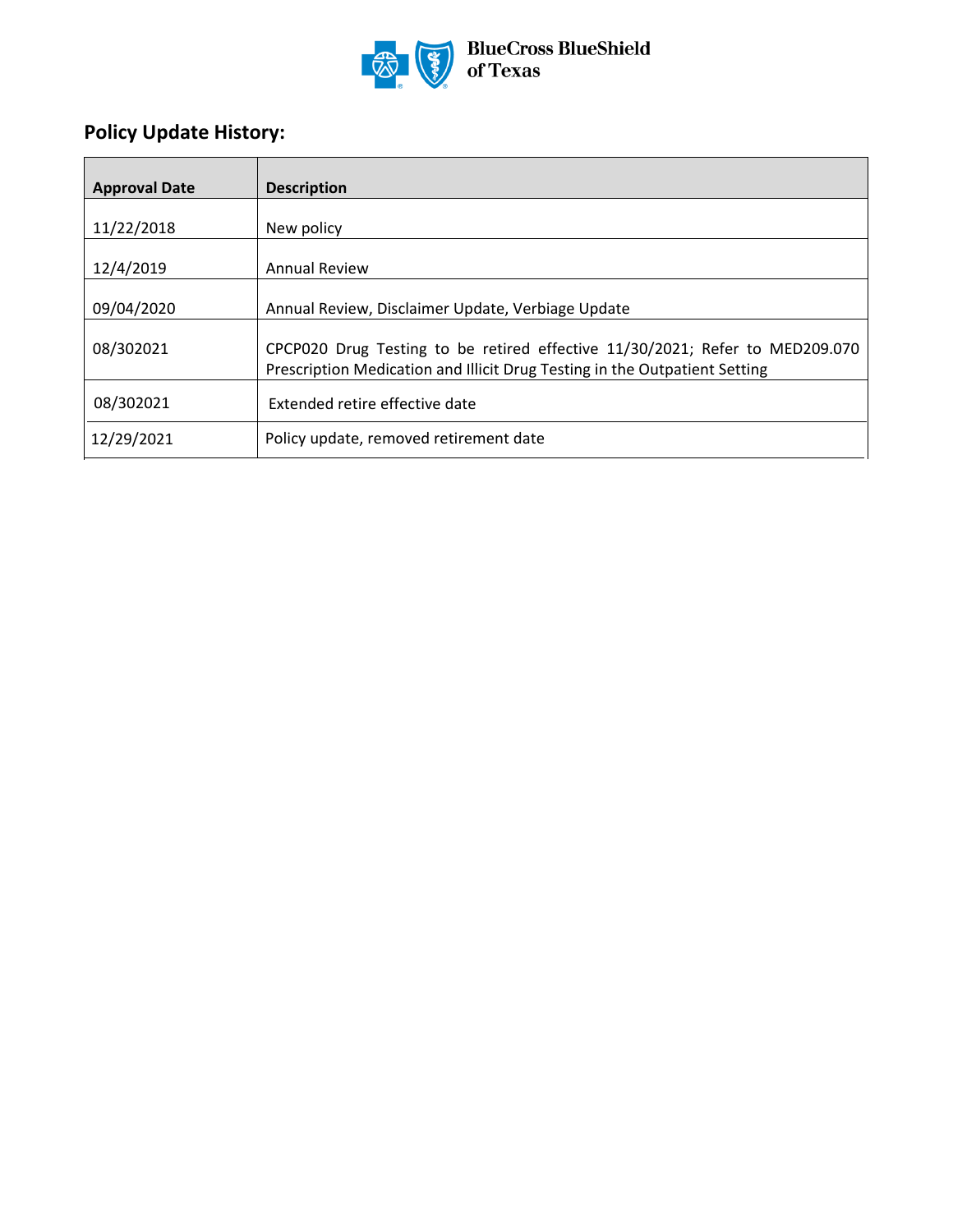## Policy Update History:

| Approval Date | Description |
|---|---|
| 11/22/2018 | New policy |
| 12/4/2019 | Annual Review |
| 09/04/2020 | Annual Review, Disclaimer Update, Verbiage Update |
| 08/302021 | CPCP020 Drug Testing to be retired effective 11/30/2021; Refer to MED209.070 Prescription Medication and Illicit Drug Testing in the Outpatient Setting |
| 08/302021 | Extended retire effective date |
| 12/29/2021 | Policy update, removed retirement date |